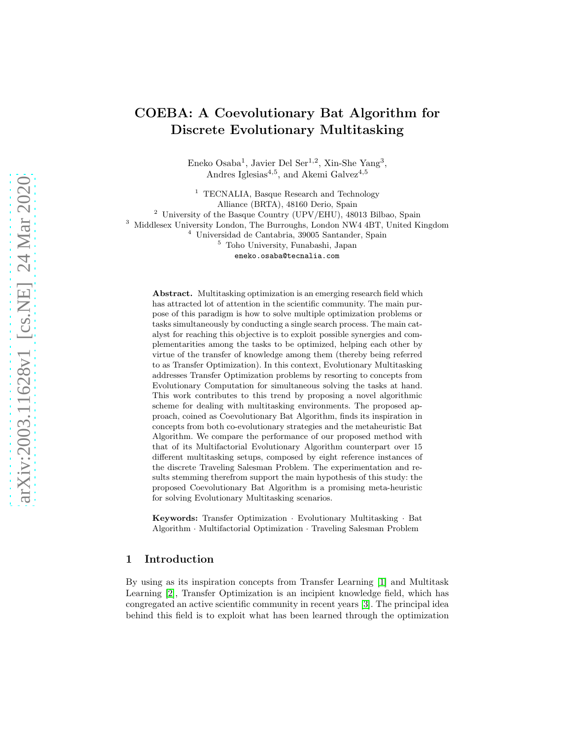# COEBA: A Coevolutionary Bat Algorithm for Discrete Evolutionary Multitasking

Eneko Osaba[1], Javier Del Ser[1,2], Xin-She Yang[3], Andres Iglesias[4,5], and Akemi Galvez[4,5]

[1] TECNALIA, Basque Research and Technology Alliance (BRTA), 48160 Derio, Spain
[2] University of the Basque Country (UPV/EHU), 48013 Bilbao, Spain
[3] Middlesex University London, The Burroughs, London NW4 4BT, United Kingdom
[4] Universidad de Cantabria, 39005 Santander, Spain
[5] Toho University, Funabashi, Japan
eneko.osaba@tecnalia.com

**Abstract.** Multitasking optimization is an emerging research field which has attracted lot of attention in the scientific community. The main purpose of this paradigm is how to solve multiple optimization problems or tasks simultaneously by conducting a single search process. The main catalyst for reaching this objective is to exploit possible synergies and complementarities among the tasks to be optimized, helping each other by virtue of the transfer of knowledge among them (thereby being referred to as Transfer Optimization). In this context, Evolutionary Multitasking addresses Transfer Optimization problems by resorting to concepts from Evolutionary Computation for simultaneous solving the tasks at hand. This work contributes to this trend by proposing a novel algorithmic scheme for dealing with multitasking environments. The proposed approach, coined as Coevolutionary Bat Algorithm, finds its inspiration in concepts from both co-evolutionary strategies and the metaheuristic Bat Algorithm. We compare the performance of our proposed method with that of its Multifactorial Evolutionary Algorithm counterpart over 15 different multitasking setups, composed by eight reference instances of the discrete Traveling Salesman Problem. The experimentation and results stemming therefrom support the main hypothesis of this study: the proposed Coevolutionary Bat Algorithm is a promising meta-heuristic for solving Evolutionary Multitasking scenarios.

**Keywords:** Transfer Optimization · Evolutionary Multitasking · Bat Algorithm · Multifactorial Optimization · Traveling Salesman Problem

## 1 Introduction

By using as its inspiration concepts from Transfer Learning [1] and Multitask Learning [2], Transfer Optimization is an incipient knowledge field, which has congregated an active scientific community in recent years [3]. The principal idea behind this field is to exploit what has been learned through the optimization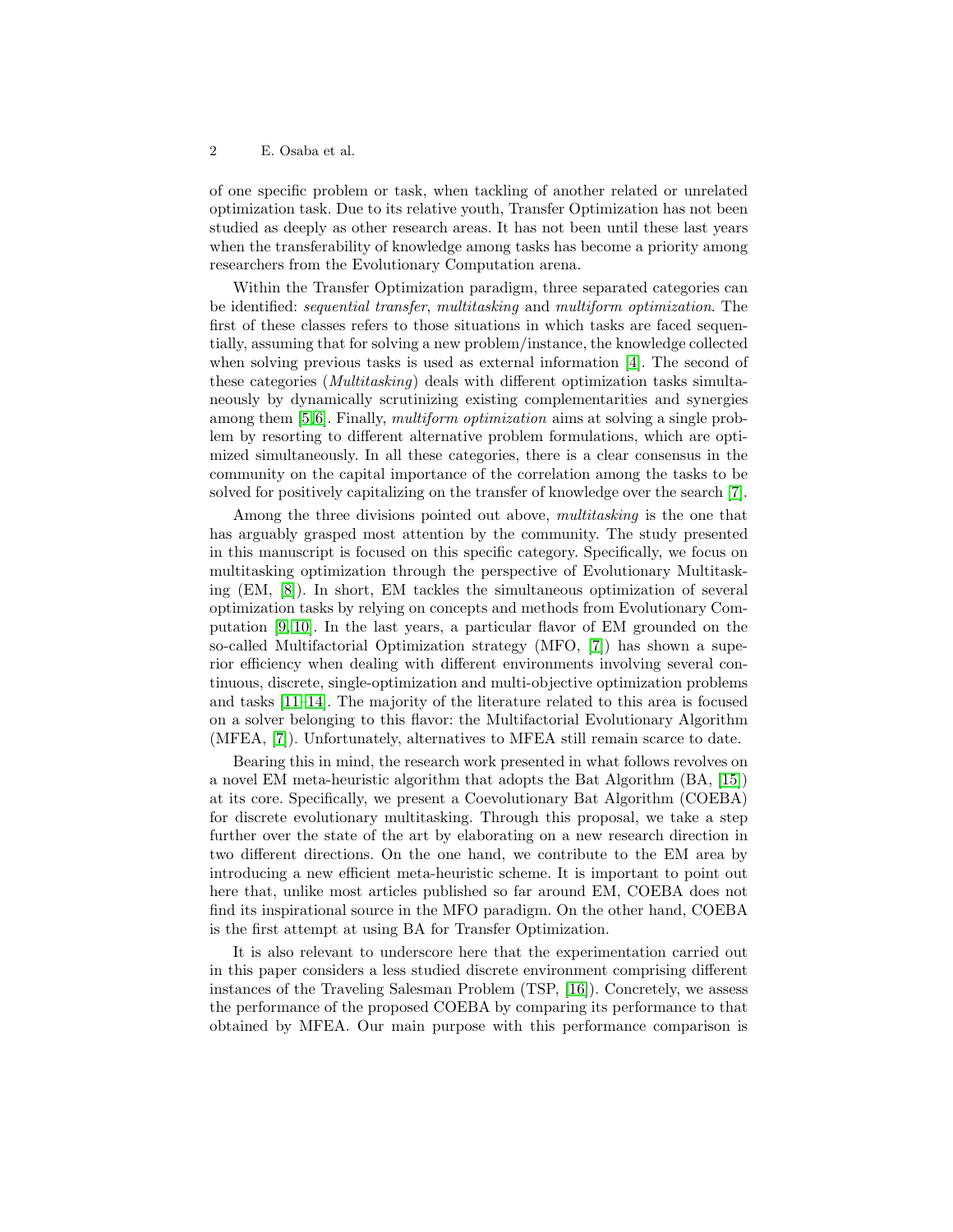of one specific problem or task, when tackling of another related or unrelated optimization task. Due to its relative youth, Transfer Optimization has not been studied as deeply as other research areas. It has not been until these last years when the transferability of knowledge among tasks has become a priority among researchers from the Evolutionary Computation arena.

Within the Transfer Optimization paradigm, three separated categories can be identified: *sequential transfer*, *multitasking* and *multiform optimization*. The first of these classes refers to those situations in which tasks are faced sequentially, assuming that for solving a new problem/instance, the knowledge collected when solving previous tasks is used as external information [4]. The second of these categories (*Multitasking*) deals with different optimization tasks simultaneously by dynamically scrutinizing existing complementarities and synergies among them [5,6]. Finally, *multiform optimization* aims at solving a single problem by resorting to different alternative problem formulations, which are optimized simultaneously. In all these categories, there is a clear consensus in the community on the capital importance of the correlation among the tasks to be solved for positively capitalizing on the transfer of knowledge over the search [7].

Among the three divisions pointed out above, *multitasking* is the one that has arguably grasped most attention by the community. The study presented in this manuscript is focused on this specific category. Specifically, we focus on multitasking optimization through the perspective of Evolutionary Multitasking (EM, [8]). In short, EM tackles the simultaneous optimization of several optimization tasks by relying on concepts and methods from Evolutionary Computation [9,10]. In the last years, a particular flavor of EM grounded on the so-called Multifactorial Optimization strategy (MFO, [7]) has shown a superior efficiency when dealing with different environments involving several continuous, discrete, single-optimization and multi-objective optimization problems and tasks [11–14]. The majority of the literature related to this area is focused on a solver belonging to this flavor: the Multifactorial Evolutionary Algorithm (MFEA, [7]). Unfortunately, alternatives to MFEA still remain scarce to date.

Bearing this in mind, the research work presented in what follows revolves on a novel EM meta-heuristic algorithm that adopts the Bat Algorithm (BA, [15]) at its core. Specifically, we present a Coevolutionary Bat Algorithm (COEBA) for discrete evolutionary multitasking. Through this proposal, we take a step further over the state of the art by elaborating on a new research direction in two different directions. On the one hand, we contribute to the EM area by introducing a new efficient meta-heuristic scheme. It is important to point out here that, unlike most articles published so far around EM, COEBA does not find its inspirational source in the MFO paradigm. On the other hand, COEBA is the first attempt at using BA for Transfer Optimization.

It is also relevant to underscore here that the experimentation carried out in this paper considers a less studied discrete environment comprising different instances of the Traveling Salesman Problem (TSP, [16]). Concretely, we assess the performance of the proposed COEBA by comparing its performance to that obtained by MFEA. Our main purpose with this performance comparison is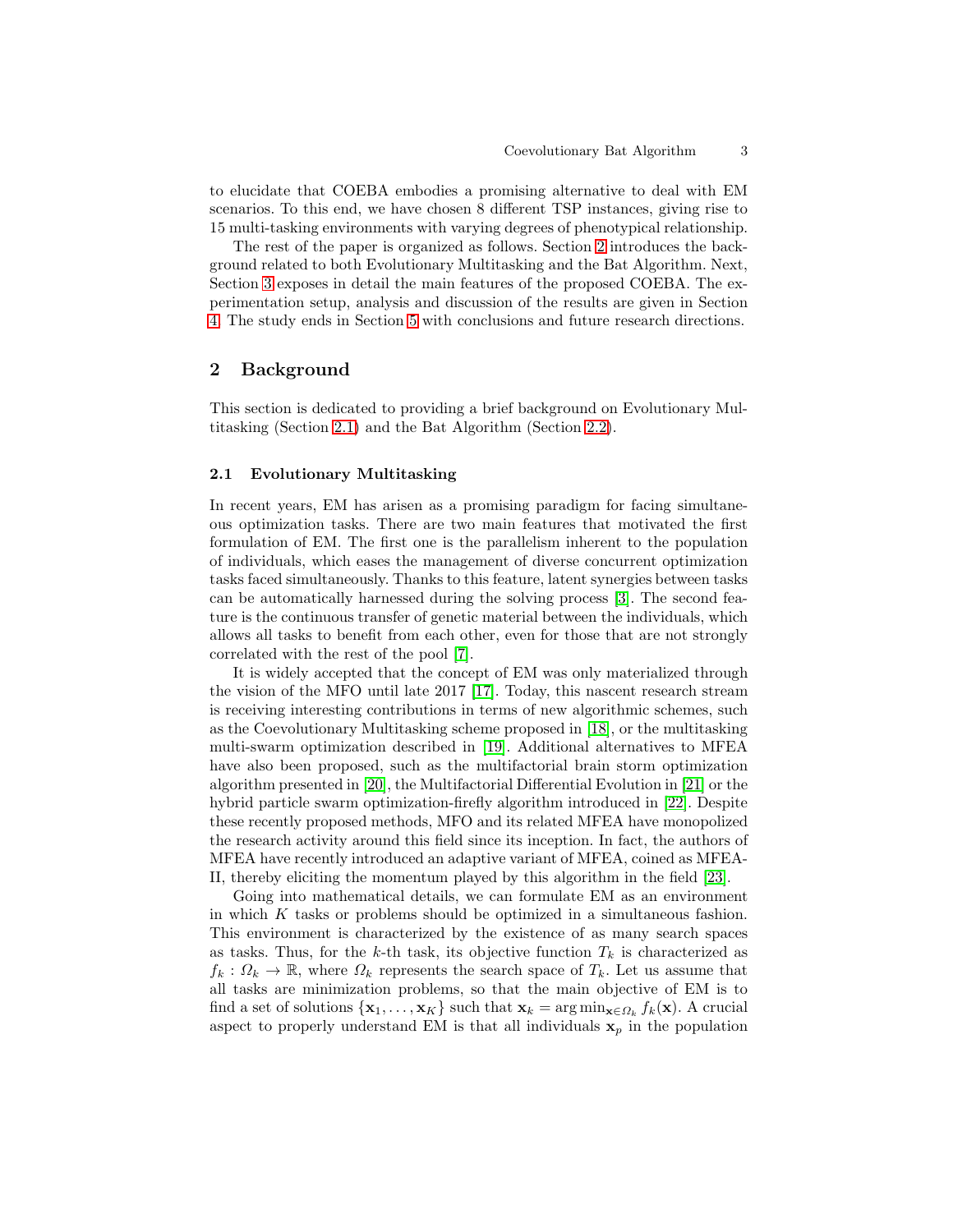to elucidate that COEBA embodies a promising alternative to deal with EM scenarios. To this end, we have chosen 8 different TSP instances, giving rise to 15 multi-tasking environments with varying degrees of phenotypical relationship.

The rest of the paper is organized as follows. Section 2 introduces the background related to both Evolutionary Multitasking and the Bat Algorithm. Next, Section 3 exposes in detail the main features of the proposed COEBA. The experimentation setup, analysis and discussion of the results are given in Section 4. The study ends in Section 5 with conclusions and future research directions.

## 2 Background

This section is dedicated to providing a brief background on Evolutionary Multitasking (Section 2.1) and the Bat Algorithm (Section 2.2).

### 2.1 Evolutionary Multitasking

In recent years, EM has arisen as a promising paradigm for facing simultaneous optimization tasks. There are two main features that motivated the first formulation of EM. The first one is the parallelism inherent to the population of individuals, which eases the management of diverse concurrent optimization tasks faced simultaneously. Thanks to this feature, latent synergies between tasks can be automatically harnessed during the solving process [3]. The second feature is the continuous transfer of genetic material between the individuals, which allows all tasks to benefit from each other, even for those that are not strongly correlated with the rest of the pool [7].

It is widely accepted that the concept of EM was only materialized through the vision of the MFO until late 2017 [17]. Today, this nascent research stream is receiving interesting contributions in terms of new algorithmic schemes, such as the Coevolutionary Multitasking scheme proposed in [18], or the multitasking multi-swarm optimization described in [19]. Additional alternatives to MFEA have also been proposed, such as the multifactorial brain storm optimization algorithm presented in [20], the Multifactorial Differential Evolution in [21] or the hybrid particle swarm optimization-firefly algorithm introduced in [22]. Despite these recently proposed methods, MFO and its related MFEA have monopolized the research activity around this field since its inception. In fact, the authors of MFEA have recently introduced an adaptive variant of MFEA, coined as MFEA-II, thereby eliciting the momentum played by this algorithm in the field [23].

Going into mathematical details, we can formulate EM as an environment in which $K$ tasks or problems should be optimized in a simultaneous fashion. This environment is characterized by the existence of as many search spaces as tasks. Thus, for the $k$-th task, its objective function $T_k$ is characterized as $f_k : \Omega_k \to \mathbb{R}$, where $\Omega_k$ represents the search space of $T_k$. Let us assume that all tasks are minimization problems, so that the main objective of EM is to find a set of solutions $\{\mathbf{x}_1, \ldots, \mathbf{x}_K\}$ such that $\mathbf{x}_k = \arg\min_{\mathbf{x}\in\Omega_k} f_k(\mathbf{x})$. A crucial aspect to properly understand EM is that all individuals $\mathbf{x}_p$ in the population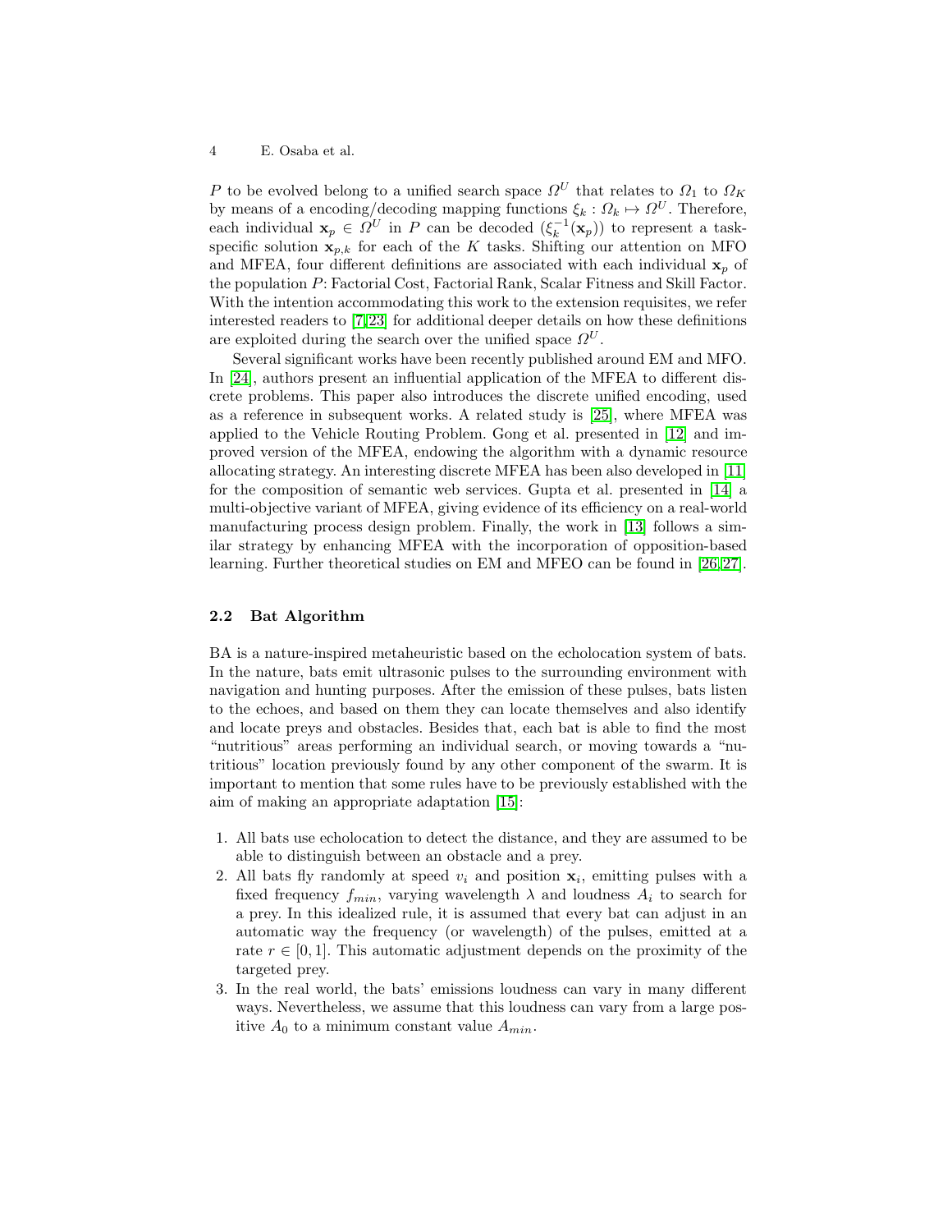$P$ to be evolved belong to a unified search space $\Omega^U$ that relates to $\Omega_1$ to $\Omega_K$ by means of a encoding/decoding mapping functions $\xi_k : \Omega_k \mapsto \Omega^U$. Therefore, each individual $\mathbf{x}_p \in \Omega^U$ in $P$ can be decoded ($\xi_k^{-1}(\mathbf{x}_p)$) to represent a task-specific solution $\mathbf{x}_{p,k}$ for each of the $K$ tasks. Shifting our attention on MFO and MFEA, four different definitions are associated with each individual $\mathbf{x}_p$ of the population $P$: Factorial Cost, Factorial Rank, Scalar Fitness and Skill Factor. With the intention accommodating this work to the extension requisites, we refer interested readers to [7,23] for additional deeper details on how these definitions are exploited during the search over the unified space $\Omega^U$.

Several significant works have been recently published around EM and MFO. In [24], authors present an influential application of the MFEA to different discrete problems. This paper also introduces the discrete unified encoding, used as a reference in subsequent works. A related study is [25], where MFEA was applied to the Vehicle Routing Problem. Gong et al. presented in [12] and improved version of the MFEA, endowing the algorithm with a dynamic resource allocating strategy. An interesting discrete MFEA has been also developed in [11] for the composition of semantic web services. Gupta et al. presented in [14] a multi-objective variant of MFEA, giving evidence of its efficiency on a real-world manufacturing process design problem. Finally, the work in [13] follows a similar strategy by enhancing MFEA with the incorporation of opposition-based learning. Further theoretical studies on EM and MFEO can be found in [26,27].

### 2.2 Bat Algorithm

BA is a nature-inspired metaheuristic based on the echolocation system of bats. In the nature, bats emit ultrasonic pulses to the surrounding environment with navigation and hunting purposes. After the emission of these pulses, bats listen to the echoes, and based on them they can locate themselves and also identify and locate preys and obstacles. Besides that, each bat is able to find the most "nutritious" areas performing an individual search, or moving towards a "nutritious" location previously found by any other component of the swarm. It is important to mention that some rules have to be previously established with the aim of making an appropriate adaptation [15]:

1. All bats use echolocation to detect the distance, and they are assumed to be able to distinguish between an obstacle and a prey.
2. All bats fly randomly at speed $v_i$ and position $\mathbf{x}_i$, emitting pulses with a fixed frequency $f_{min}$, varying wavelength $\lambda$ and loudness $A_i$ to search for a prey. In this idealized rule, it is assumed that every bat can adjust in an automatic way the frequency (or wavelength) of the pulses, emitted at a rate $r \in [0, 1]$. This automatic adjustment depends on the proximity of the targeted prey.
3. In the real world, the bats' emissions loudness can vary in many different ways. Nevertheless, we assume that this loudness can vary from a large positive $A_0$ to a minimum constant value $A_{min}$.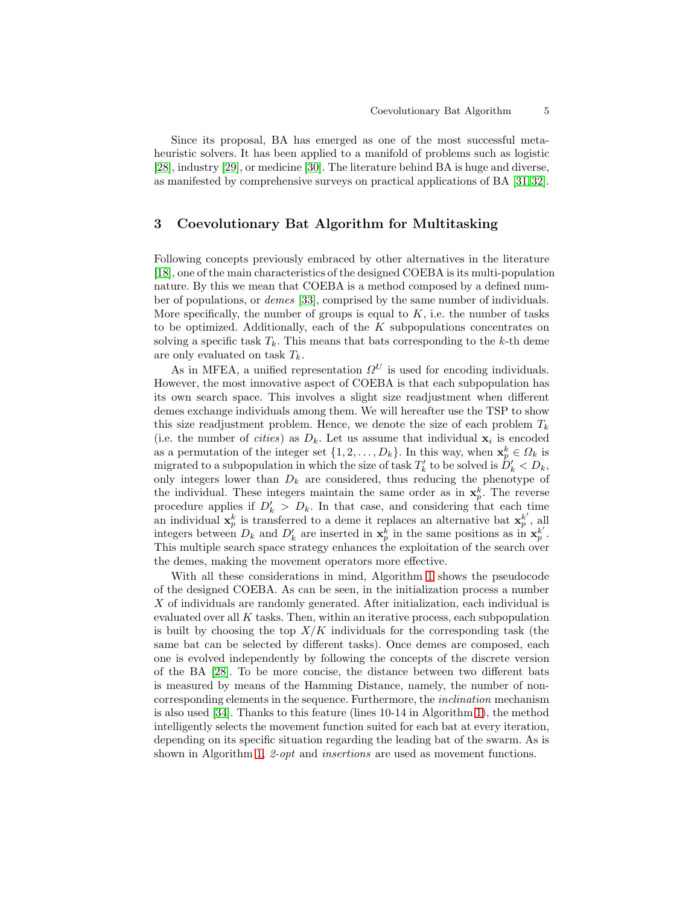Since its proposal, BA has emerged as one of the most successful metaheuristic solvers. It has been applied to a manifold of problems such as logistic [28], industry [29], or medicine [30]. The literature behind BA is huge and diverse, as manifested by comprehensive surveys on practical applications of BA [31,32].

## 3 Coevolutionary Bat Algorithm for Multitasking

Following concepts previously embraced by other alternatives in the literature [18], one of the main characteristics of the designed COEBA is its multi-population nature. By this we mean that COEBA is a method composed by a defined number of populations, or *demes* [33], comprised by the same number of individuals. More specifically, the number of groups is equal to $K$, i.e. the number of tasks to be optimized. Additionally, each of the $K$ subpopulations concentrates on solving a specific task $T_k$. This means that bats corresponding to the $k$-th deme are only evaluated on task $T_k$.

As in MFEA, a unified representation $\Omega^U$ is used for encoding individuals. However, the most innovative aspect of COEBA is that each subpopulation has its own search space. This involves a slight size readjustment when different demes exchange individuals among them. We will hereafter use the TSP to show this size readjustment problem. Hence, we denote the size of each problem $T_k$ (i.e. the number of *cities*) as $D_k$. Let us assume that individual $\mathbf{x}_i$ is encoded as a permutation of the integer set $\{1, 2, \ldots, D_k\}$. In this way, when $\mathbf{x}_p^k \in \Omega_k$ is migrated to a subpopulation in which the size of task $T_k'$ to be solved is $D_k' < D_k$, only integers lower than $D_k$ are considered, thus reducing the phenotype of the individual. These integers maintain the same order as in $\mathbf{x}_p^k$. The reverse procedure applies if $D_k' > D_k$. In that case, and considering that each time an individual $\mathbf{x}_p^k$ is transferred to a deme it replaces an alternative bat $\mathbf{x}_p^{k'}$, all integers between $D_k$ and $D_k'$ are inserted in $\mathbf{x}_p^k$ in the same positions as in $\mathbf{x}_p^{k'}$. This multiple search space strategy enhances the exploitation of the search over the demes, making the movement operators more effective.

With all these considerations in mind, Algorithm 1 shows the pseudocode of the designed COEBA. As can be seen, in the initialization process a number $X$ of individuals are randomly generated. After initialization, each individual is evaluated over all $K$ tasks. Then, within an iterative process, each subpopulation is built by choosing the top $X/K$ individuals for the corresponding task (the same bat can be selected by different tasks). Once demes are composed, each one is evolved independently by following the concepts of the discrete version of the BA [28]. To be more concise, the distance between two different bats is measured by means of the Hamming Distance, namely, the number of non-corresponding elements in the sequence. Furthermore, the *inclination* mechanism is also used [34]. Thanks to this feature (lines 10-14 in Algorithm 1), the method intelligently selects the movement function suited for each bat at every iteration, depending on its specific situation regarding the leading bat of the swarm. As is shown in Algorithm 1, *2-opt* and *insertions* are used as movement functions.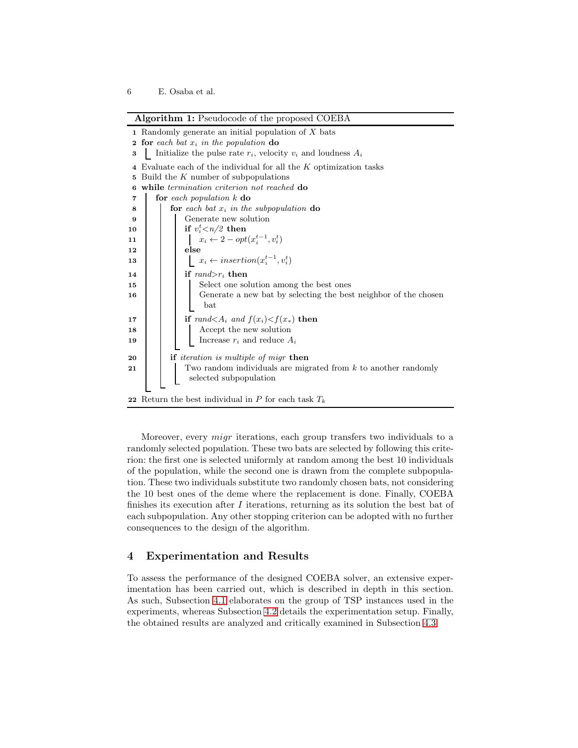**Algorithm 1:** Pseudocode of the proposed COEBA

```
1  Randomly generate an initial population of X bats
2  for each bat x_i in the population do
3      Initialize the pulse rate r_i, velocity v_i and loudness A_i
4  Evaluate each of the individual for all the K optimization tasks
5  Build the K number of subpopulations
6  while termination criterion not reached do
7      for each population k do
8          for each bat x_i in the subpopulation do
9              Generate new solution
10             if v_i^t < n/2 then
11                 x_i ← 2 − opt(x_i^{t−1}, v_i^t)
12             else
13                 x_i ← insertion(x_i^{t−1}, v_i^t)
14             if rand > r_i then
15                 Select one solution among the best ones
16                 Generate a new bat by selecting the best neighbor of the chosen
                   bat
17             if rand < A_i and f(x_i) < f(x_*) then
18                 Accept the new solution
19                 Increase r_i and reduce A_i
20         if iteration is multiple of migr then
21             Two random individuals are migrated from k to another randomly
               selected subpopulation
22 Return the best individual in P for each task T_k
```

Moreover, every *migr* iterations, each group transfers two individuals to a randomly selected population. These two bats are selected by following this criterion: the first one is selected uniformly at random among the best 10 individuals of the population, while the second one is drawn from the complete subpopulation. These two individuals substitute two randomly chosen bats, not considering the 10 best ones of the deme where the replacement is done. Finally, COEBA finishes its execution after $I$ iterations, returning as its solution the best bat of each subpopulation. Any other stopping criterion can be adopted with no further consequences to the design of the algorithm.

## 4 Experimentation and Results

To assess the performance of the designed COEBA solver, an extensive experimentation has been carried out, which is described in depth in this section. As such, Subsection 4.1 elaborates on the group of TSP instances used in the experiments, whereas Subsection 4.2 details the experimentation setup. Finally, the obtained results are analyzed and critically examined in Subsection 4.3.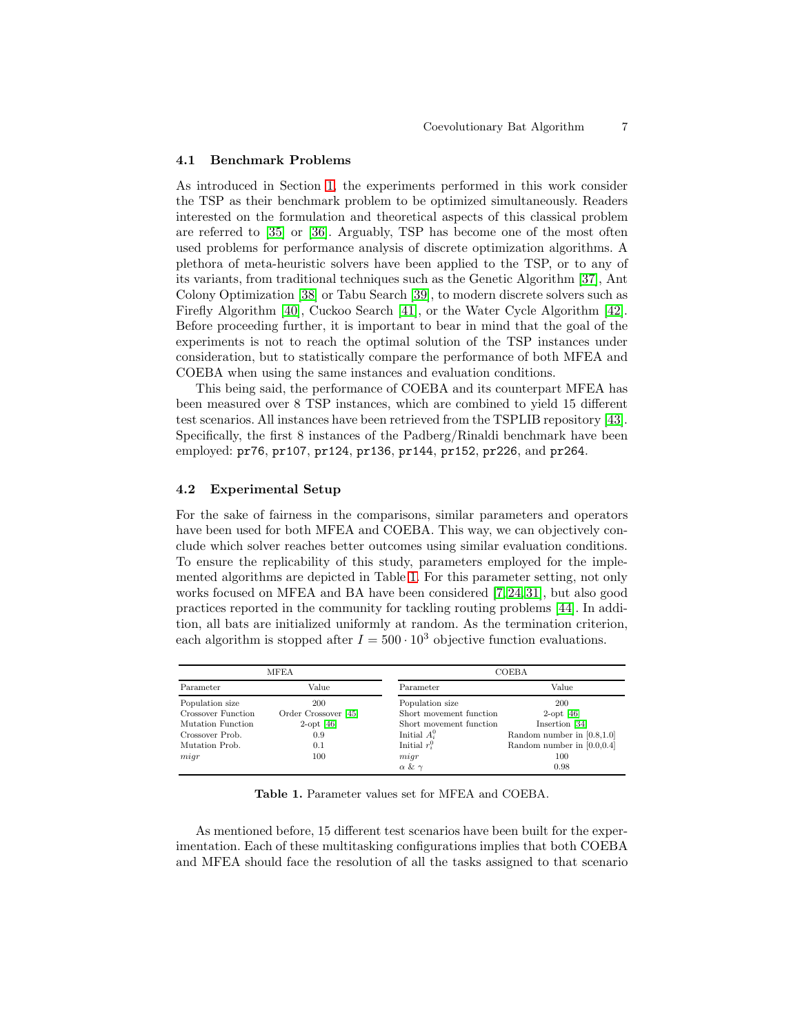### 4.1 Benchmark Problems

As introduced in Section 1, the experiments performed in this work consider the TSP as their benchmark problem to be optimized simultaneously. Readers interested on the formulation and theoretical aspects of this classical problem are referred to [35] or [36]. Arguably, TSP has become one of the most often used problems for performance analysis of discrete optimization algorithms. A plethora of meta-heuristic solvers have been applied to the TSP, or to any of its variants, from traditional techniques such as the Genetic Algorithm [37], Ant Colony Optimization [38] or Tabu Search [39], to modern discrete solvers such as Firefly Algorithm [40], Cuckoo Search [41], or the Water Cycle Algorithm [42]. Before proceeding further, it is important to bear in mind that the goal of the experiments is not to reach the optimal solution of the TSP instances under consideration, but to statistically compare the performance of both MFEA and COEBA when using the same instances and evaluation conditions.

This being said, the performance of COEBA and its counterpart MFEA has been measured over 8 TSP instances, which are combined to yield 15 different test scenarios. All instances have been retrieved from the TSPLIB repository [43]. Specifically, the first 8 instances of the Padberg/Rinaldi benchmark have been employed: pr76, pr107, pr124, pr136, pr144, pr152, pr226, and pr264.

### 4.2 Experimental Setup

For the sake of fairness in the comparisons, similar parameters and operators have been used for both MFEA and COEBA. This way, we can objectively conclude which solver reaches better outcomes using similar evaluation conditions. To ensure the replicability of this study, parameters employed for the implemented algorithms are depicted in Table 1. For this parameter setting, not only works focused on MFEA and BA have been considered [7,24,31], but also good practices reported in the community for tackling routing problems [44]. In addition, all bats are initialized uniformly at random. As the termination criterion, each algorithm is stopped after $I = 500 \cdot 10^3$ objective function evaluations.

| MFEA | | COEBA | |
|---|---|---|---|
| Parameter | Value | Parameter | Value |
| Population size | 200 | Population size | 200 |
| Crossover Function | Order Crossover [45] | Short movement function | 2-opt [46] |
| Mutation Function | 2-opt [46] | Short movement function | Insertion [34] |
| Crossover Prob. | 0.9 | Initial $A_i^0$ | Random number in [0.8,1.0] |
| Mutation Prob. | 0.1 | Initial $r_i^0$ | Random number in [0.0,0.4] |
| $migr$ | 100 | $migr$ | 100 |
| | | $\alpha$ & $\gamma$ | 0.98 |

**Table 1.** Parameter values set for MFEA and COEBA.

As mentioned before, 15 different test scenarios have been built for the experimentation. Each of these multitasking configurations implies that both COEBA and MFEA should face the resolution of all the tasks assigned to that scenario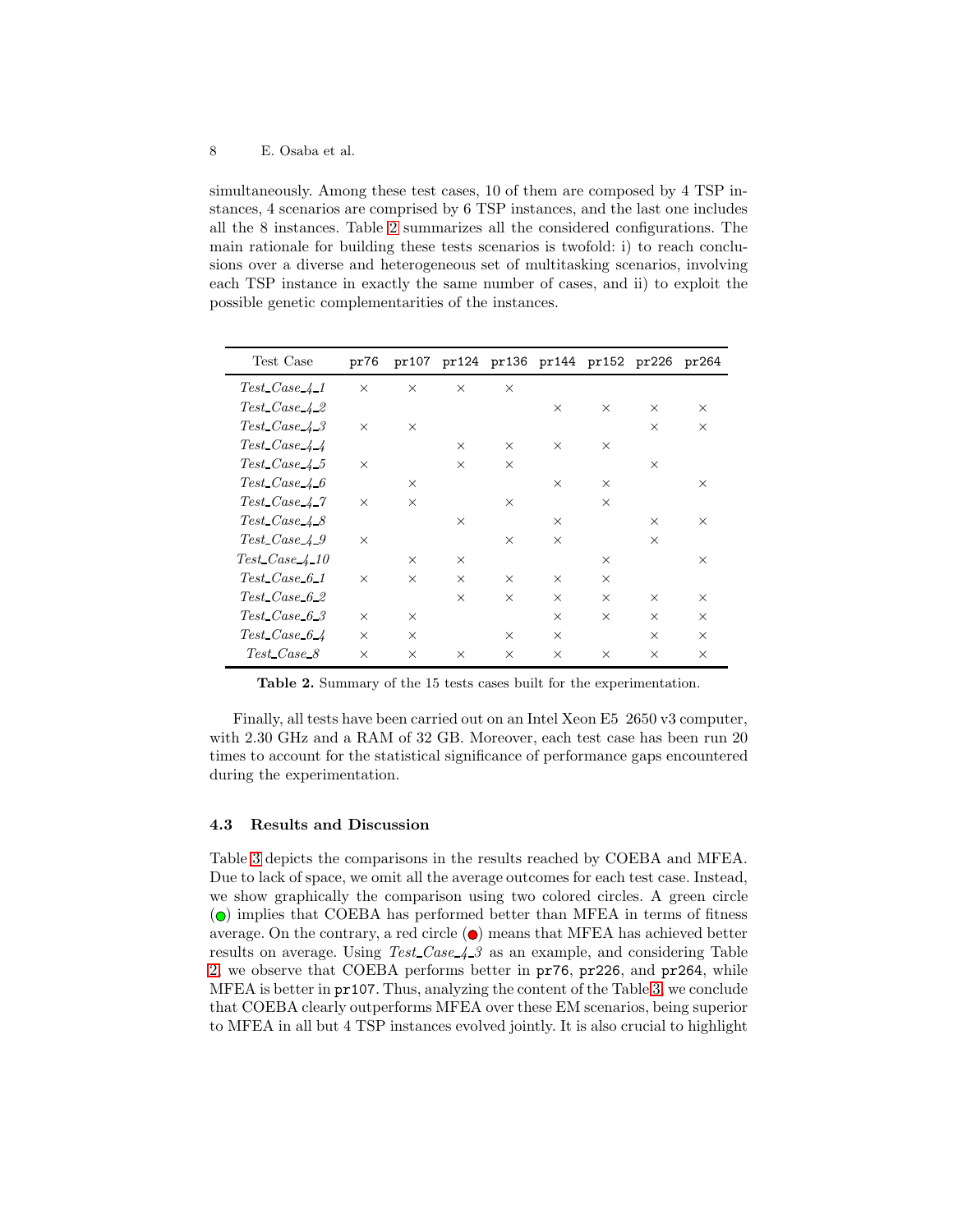simultaneously. Among these test cases, 10 of them are composed by 4 TSP instances, 4 scenarios are comprised by 6 TSP instances, and the last one includes all the 8 instances. Table 2 summarizes all the considered configurations. The main rationale for building these tests scenarios is twofold: i) to reach conclusions over a diverse and heterogeneous set of multitasking scenarios, involving each TSP instance in exactly the same number of cases, and ii) to exploit the possible genetic complementarities of the instances.

| Test Case | pr76 | pr107 | pr124 | pr136 | pr144 | pr152 | pr226 | pr264 |
|---|---|---|---|---|---|---|---|---|
| *Test_Case_4_1* | × | × | × | × | | | | |
| *Test_Case_4_2* | | | | | × | × | × | × |
| *Test_Case_4_3* | × | × | | | | | × | × |
| *Test_Case_4_4* | | | × | × | × | × | | |
| *Test_Case_4_5* | × | | × | × | | | × | |
| *Test_Case_4_6* | | × | | | × | × | | × |
| *Test_Case_4_7* | × | × | | × | | × | | |
| *Test_Case_4_8* | | | × | | × | | × | × |
| *Test_Case_4_9* | × | | | × | × | | × | |
| *Test_Case_4_10* | | × | × | | | × | | × |
| *Test_Case_6_1* | × | × | × | × | × | × | | |
| *Test_Case_6_2* | | | × | × | × | × | × | × |
| *Test_Case_6_3* | × | × | | | × | × | × | × |
| *Test_Case_6_4* | × | × | | × | × | | × | × |
| *Test_Case_8* | × | × | × | × | × | × | × | × |

**Table 2.** Summary of the 15 tests cases built for the experimentation.

Finally, all tests have been carried out on an Intel Xeon E5 2650 v3 computer, with 2.30 GHz and a RAM of 32 GB. Moreover, each test case has been run 20 times to account for the statistical significance of performance gaps encountered during the experimentation.

### 4.3 Results and Discussion

Table 3 depicts the comparisons in the results reached by COEBA and MFEA. Due to lack of space, we omit all the average outcomes for each test case. Instead, we show graphically the comparison using two colored circles. A green circle (●) implies that COEBA has performed better than MFEA in terms of fitness average. On the contrary, a red circle (●) means that MFEA has achieved better results on average. Using *Test_Case_4_3* as an example, and considering Table 2, we observe that COEBA performs better in pr76, pr226, and pr264, while MFEA is better in pr107. Thus, analyzing the content of the Table 3, we conclude that COEBA clearly outperforms MFEA over these EM scenarios, being superior to MFEA in all but 4 TSP instances evolved jointly. It is also crucial to highlight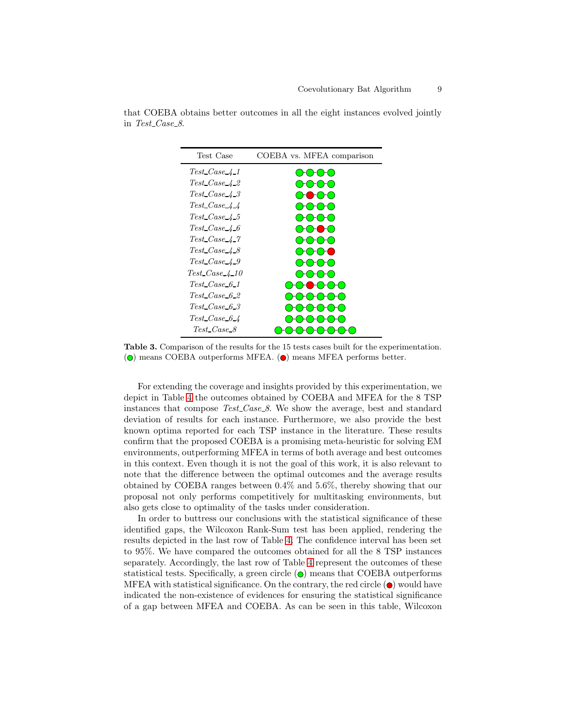that COEBA obtains better outcomes in all the eight instances evolved jointly in *Test_Case_8*.

| Test Case | COEBA vs. MFEA comparison |
|---|---|
| *Test_Case_4_1* | 🟢-🟢-🟢-🟢 |
| *Test_Case_4_2* | 🟢-🟢-🟢-🟢 |
| *Test_Case_4_3* | 🟢-🔴-🟢-🟢 |
| *Test_Case_4_4* | 🟢-🟢-🟢-🟢 |
| *Test_Case_4_5* | 🟢-🟢-🟢-🟢 |
| *Test_Case_4_6* | 🟢-🟢-🔴-🟢 |
| *Test_Case_4_7* | 🟢-🟢-🟢-🟢 |
| *Test_Case_4_8* | 🟢-🟢-🟢-🔴 |
| *Test_Case_4_9* | 🟢-🟢-🟢-🟢 |
| *Test_Case_4_10* | 🟢-🟢-🟢-🟢 |
| *Test_Case_6_1* | 🟢-🟢-🔴-🟢-🟢-🟢 |
| *Test_Case_6_2* | 🟢-🟢-🟢-🟢-🟢-🟢 |
| *Test_Case_6_3* | 🟢-🟢-🟢-🟢-🟢-🟢 |
| *Test_Case_6_4* | 🟢-🟢-🟢-🟢-🟢-🟢 |
| *Test_Case_8* | 🟢-🟢-🟢-🟢-🟢-🟢-🟢-🟢 |

**Table 3.** Comparison of the results for the 15 tests cases built for the experimentation. (🟢) means COEBA outperforms MFEA. (🔴) means MFEA performs better.

For extending the coverage and insights provided by this experimentation, we depict in Table 4 the outcomes obtained by COEBA and MFEA for the 8 TSP instances that compose *Test_Case_8*. We show the average, best and standard deviation of results for each instance. Furthermore, we also provide the best known optima reported for each TSP instance in the literature. These results confirm that the proposed COEBA is a promising meta-heuristic for solving EM environments, outperforming MFEA in terms of both average and best outcomes in this context. Even though it is not the goal of this work, it is also relevant to note that the difference between the optimal outcomes and the average results obtained by COEBA ranges between 0.4% and 5.6%, thereby showing that our proposal not only performs competitively for multitasking environments, but also gets close to optimality of the tasks under consideration.

In order to buttress our conclusions with the statistical significance of these identified gaps, the Wilcoxon Rank-Sum test has been applied, rendering the results depicted in the last row of Table 4. The confidence interval has been set to 95%. We have compared the outcomes obtained for all the 8 TSP instances separately. Accordingly, the last row of Table 4 represent the outcomes of these statistical tests. Specifically, a green circle (🟢) means that COEBA outperforms MFEA with statistical significance. On the contrary, the red circle (🔴) would have indicated the non-existence of evidences for ensuring the statistical significance of a gap between MFEA and COEBA. As can be seen in this table, Wilcoxon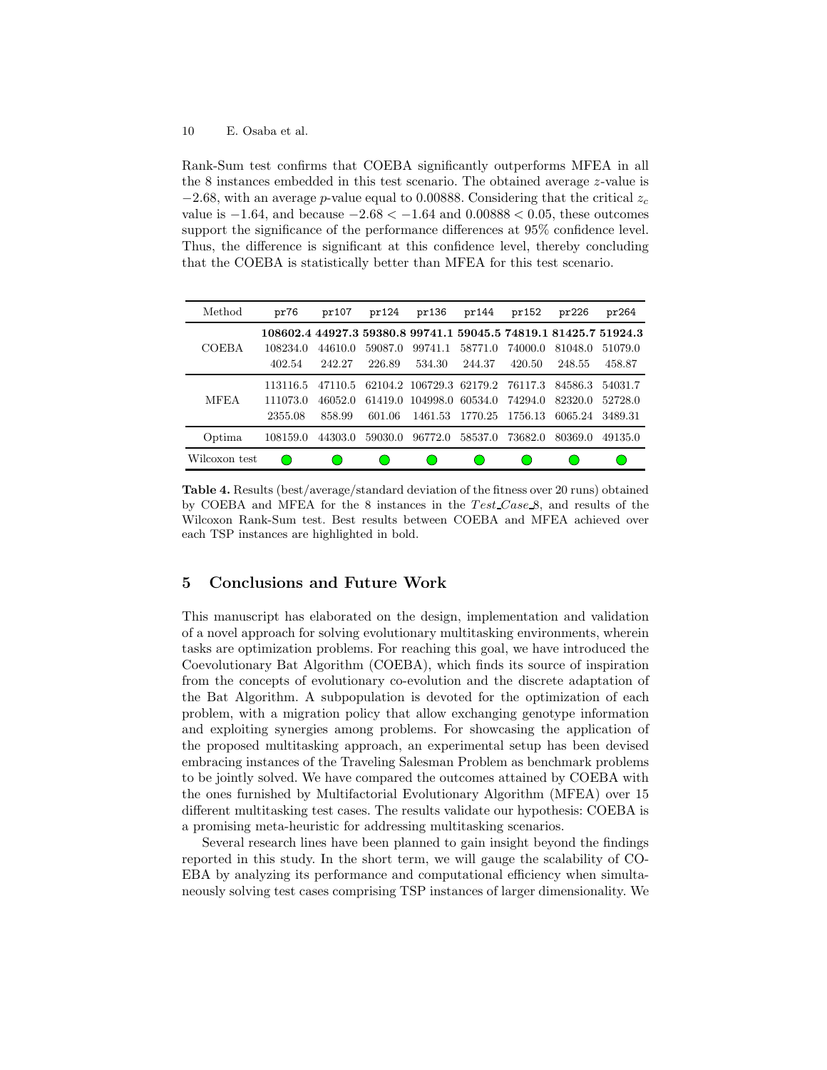Rank-Sum test confirms that COEBA significantly outperforms MFEA in all the 8 instances embedded in this test scenario. The obtained average $z$-value is $-2.68$, with an average $p$-value equal to 0.00888. Considering that the critical $z_c$ value is $-1.64$, and because $-2.68 < -1.64$ and $0.00888 < 0.05$, these outcomes support the significance of the performance differences at 95% confidence level. Thus, the difference is significant at this confidence level, thereby concluding that the COEBA is statistically better than MFEA for this test scenario.

| Method | pr76 | pr107 | pr124 | pr136 | pr144 | pr152 | pr226 | pr264 |
|---|---|---|---|---|---|---|---|---|
| COEBA | **108602.4** | **44927.3** | **59380.8** | **99741.1** | **59045.5** | **74819.1** | **81425.7** | **51924.3** |
| | 108234.0 | 44610.0 | 59087.0 | 99741.1 | 58771.0 | 74000.0 | 81048.0 | 51079.0 |
| | 402.54 | 242.27 | 226.89 | 534.30 | 244.37 | 420.50 | 248.55 | 458.87 |
| MFEA | 113116.5 | 47110.5 | 62104.2 | 106729.3 | 62179.2 | 76117.3 | 84586.3 | 54031.7 |
| | 111073.0 | 46052.0 | 61419.0 | 104998.0 | 60534.0 | 74294.0 | 82320.0 | 52728.0 |
| | 2355.08 | 858.99 | 601.06 | 1461.53 | 1770.25 | 1756.13 | 6065.24 | 3489.31 |
| Optima | 108159.0 | 44303.0 | 59030.0 | 96772.0 | 58537.0 | 73682.0 | 80369.0 | 49135.0 |
| Wilcoxon test | ● | ● | ● | ● | ● | ● | ● | ● |

**Table 4.** Results (best/average/standard deviation of the fitness over 20 runs) obtained by COEBA and MFEA for the 8 instances in the *Test_Case_8*, and results of the Wilcoxon Rank-Sum test. Best results between COEBA and MFEA achieved over each TSP instances are highlighted in bold.

## 5 Conclusions and Future Work

This manuscript has elaborated on the design, implementation and validation of a novel approach for solving evolutionary multitasking environments, wherein tasks are optimization problems. For reaching this goal, we have introduced the Coevolutionary Bat Algorithm (COEBA), which finds its source of inspiration from the concepts of evolutionary co-evolution and the discrete adaptation of the Bat Algorithm. A subpopulation is devoted for the optimization of each problem, with a migration policy that allow exchanging genotype information and exploiting synergies among problems. For showcasing the application of the proposed multitasking approach, an experimental setup has been devised embracing instances of the Traveling Salesman Problem as benchmark problems to be jointly solved. We have compared the outcomes attained by COEBA with the ones furnished by Multifactorial Evolutionary Algorithm (MFEA) over 15 different multitasking test cases. The results validate our hypothesis: COEBA is a promising meta-heuristic for addressing multitasking scenarios.

Several research lines have been planned to gain insight beyond the findings reported in this study. In the short term, we will gauge the scalability of COEBA by analyzing its performance and computational efficiency when simultaneously solving test cases comprising TSP instances of larger dimensionality. We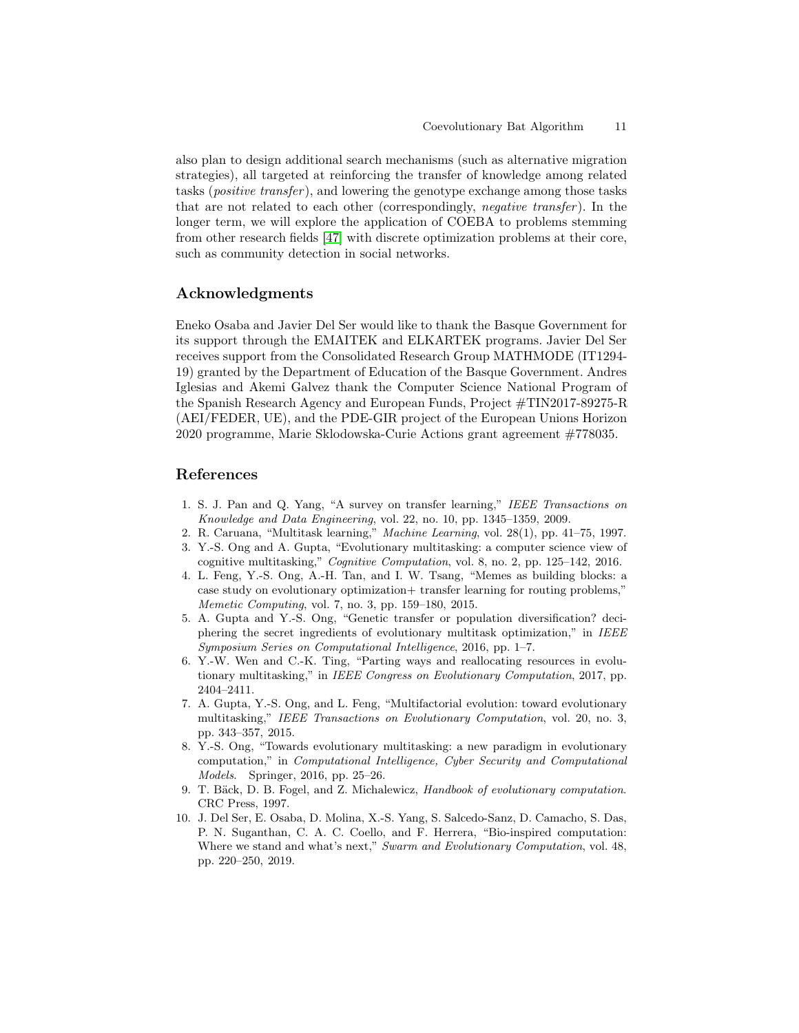also plan to design additional search mechanisms (such as alternative migration strategies), all targeted at reinforcing the transfer of knowledge among related tasks (*positive transfer*), and lowering the genotype exchange among those tasks that are not related to each other (correspondingly, *negative transfer*). In the longer term, we will explore the application of COEBA to problems stemming from other research fields [47] with discrete optimization problems at their core, such as community detection in social networks.

## Acknowledgments

Eneko Osaba and Javier Del Ser would like to thank the Basque Government for its support through the EMAITEK and ELKARTEK programs. Javier Del Ser receives support from the Consolidated Research Group MATHMODE (IT1294-19) granted by the Department of Education of the Basque Government. Andres Iglesias and Akemi Galvez thank the Computer Science National Program of the Spanish Research Agency and European Funds, Project #TIN2017-89275-R (AEI/FEDER, UE), and the PDE-GIR project of the European Unions Horizon 2020 programme, Marie Sklodowska-Curie Actions grant agreement #778035.

## References

1. S. J. Pan and Q. Yang, "A survey on transfer learning," *IEEE Transactions on Knowledge and Data Engineering*, vol. 22, no. 10, pp. 1345–1359, 2009.
2. R. Caruana, "Multitask learning," *Machine Learning*, vol. 28(1), pp. 41–75, 1997.
3. Y.-S. Ong and A. Gupta, "Evolutionary multitasking: a computer science view of cognitive multitasking," *Cognitive Computation*, vol. 8, no. 2, pp. 125–142, 2016.
4. L. Feng, Y.-S. Ong, A.-H. Tan, and I. W. Tsang, "Memes as building blocks: a case study on evolutionary optimization+ transfer learning for routing problems," *Memetic Computing*, vol. 7, no. 3, pp. 159–180, 2015.
5. A. Gupta and Y.-S. Ong, "Genetic transfer or population diversification? deciphering the secret ingredients of evolutionary multitask optimization," in *IEEE Symposium Series on Computational Intelligence*, 2016, pp. 1–7.
6. Y.-W. Wen and C.-K. Ting, "Parting ways and reallocating resources in evolutionary multitasking," in *IEEE Congress on Evolutionary Computation*, 2017, pp. 2404–2411.
7. A. Gupta, Y.-S. Ong, and L. Feng, "Multifactorial evolution: toward evolutionary multitasking," *IEEE Transactions on Evolutionary Computation*, vol. 20, no. 3, pp. 343–357, 2015.
8. Y.-S. Ong, "Towards evolutionary multitasking: a new paradigm in evolutionary computation," in *Computational Intelligence, Cyber Security and Computational Models*. Springer, 2016, pp. 25–26.
9. T. Bäck, D. B. Fogel, and Z. Michalewicz, *Handbook of evolutionary computation*. CRC Press, 1997.
10. J. Del Ser, E. Osaba, D. Molina, X.-S. Yang, S. Salcedo-Sanz, D. Camacho, S. Das, P. N. Suganthan, C. A. C. Coello, and F. Herrera, "Bio-inspired computation: Where we stand and what's next," *Swarm and Evolutionary Computation*, vol. 48, pp. 220–250, 2019.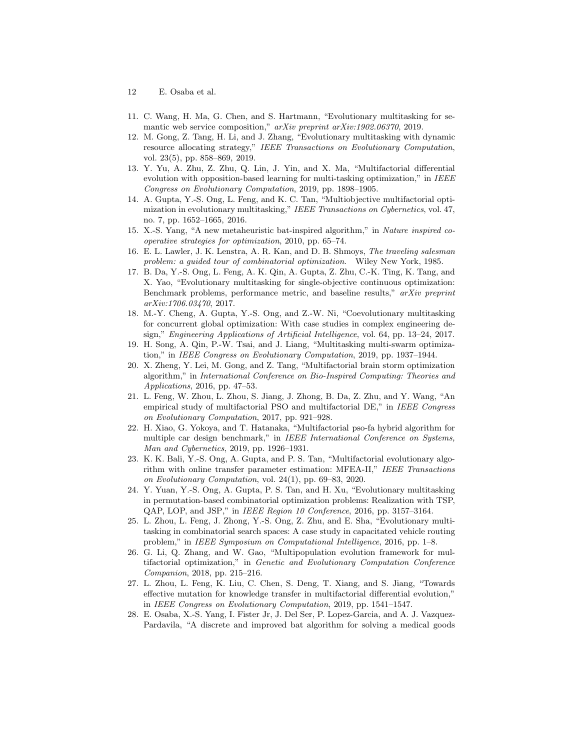11. C. Wang, H. Ma, G. Chen, and S. Hartmann, "Evolutionary multitasking for semantic web service composition," *arXiv preprint arXiv:1902.06370*, 2019.
12. M. Gong, Z. Tang, H. Li, and J. Zhang, "Evolutionary multitasking with dynamic resource allocating strategy," *IEEE Transactions on Evolutionary Computation*, vol. 23(5), pp. 858–869, 2019.
13. Y. Yu, A. Zhu, Z. Zhu, Q. Lin, J. Yin, and X. Ma, "Multifactorial differential evolution with opposition-based learning for multi-tasking optimization," in *IEEE Congress on Evolutionary Computation*, 2019, pp. 1898–1905.
14. A. Gupta, Y.-S. Ong, L. Feng, and K. C. Tan, "Multiobjective multifactorial optimization in evolutionary multitasking," *IEEE Transactions on Cybernetics*, vol. 47, no. 7, pp. 1652–1665, 2016.
15. X.-S. Yang, "A new metaheuristic bat-inspired algorithm," in *Nature inspired cooperative strategies for optimization*, 2010, pp. 65–74.
16. E. L. Lawler, J. K. Lenstra, A. R. Kan, and D. B. Shmoys, *The traveling salesman problem: a guided tour of combinatorial optimization*. Wiley New York, 1985.
17. B. Da, Y.-S. Ong, L. Feng, A. K. Qin, A. Gupta, Z. Zhu, C.-K. Ting, K. Tang, and X. Yao, "Evolutionary multitasking for single-objective continuous optimization: Benchmark problems, performance metric, and baseline results," *arXiv preprint arXiv:1706.03470*, 2017.
18. M.-Y. Cheng, A. Gupta, Y.-S. Ong, and Z.-W. Ni, "Coevolutionary multitasking for concurrent global optimization: With case studies in complex engineering design," *Engineering Applications of Artificial Intelligence*, vol. 64, pp. 13–24, 2017.
19. H. Song, A. Qin, P.-W. Tsai, and J. Liang, "Multitasking multi-swarm optimization," in *IEEE Congress on Evolutionary Computation*, 2019, pp. 1937–1944.
20. X. Zheng, Y. Lei, M. Gong, and Z. Tang, "Multifactorial brain storm optimization algorithm," in *International Conference on Bio-Inspired Computing: Theories and Applications*, 2016, pp. 47–53.
21. L. Feng, W. Zhou, L. Zhou, S. Jiang, J. Zhong, B. Da, Z. Zhu, and Y. Wang, "An empirical study of multifactorial PSO and multifactorial DE," in *IEEE Congress on Evolutionary Computation*, 2017, pp. 921–928.
22. H. Xiao, G. Yokoya, and T. Hatanaka, "Multifactorial pso-fa hybrid algorithm for multiple car design benchmark," in *IEEE International Conference on Systems, Man and Cybernetics*, 2019, pp. 1926–1931.
23. K. K. Bali, Y.-S. Ong, A. Gupta, and P. S. Tan, "Multifactorial evolutionary algorithm with online transfer parameter estimation: MFEA-II," *IEEE Transactions on Evolutionary Computation*, vol. 24(1), pp. 69–83, 2020.
24. Y. Yuan, Y.-S. Ong, A. Gupta, P. S. Tan, and H. Xu, "Evolutionary multitasking in permutation-based combinatorial optimization problems: Realization with TSP, QAP, LOP, and JSP," in *IEEE Region 10 Conference*, 2016, pp. 3157–3164.
25. L. Zhou, L. Feng, J. Zhong, Y.-S. Ong, Z. Zhu, and E. Sha, "Evolutionary multitasking in combinatorial search spaces: A case study in capacitated vehicle routing problem," in *IEEE Symposium on Computational Intelligence*, 2016, pp. 1–8.
26. G. Li, Q. Zhang, and W. Gao, "Multipopulation evolution framework for multifactorial optimization," in *Genetic and Evolutionary Computation Conference Companion*, 2018, pp. 215–216.
27. L. Zhou, L. Feng, K. Liu, C. Chen, S. Deng, T. Xiang, and S. Jiang, "Towards effective mutation for knowledge transfer in multifactorial differential evolution," in *IEEE Congress on Evolutionary Computation*, 2019, pp. 1541–1547.
28. E. Osaba, X.-S. Yang, I. Fister Jr, J. Del Ser, P. Lopez-Garcia, and A. J. Vazquez-Pardavila, "A discrete and improved bat algorithm for solving a medical goods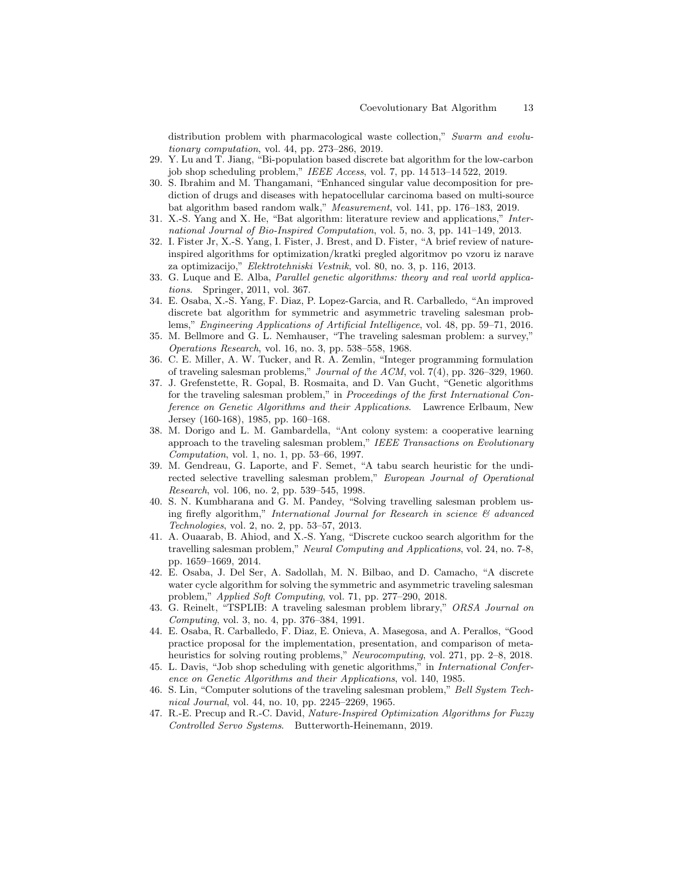distribution problem with pharmacological waste collection," *Swarm and evolutionary computation*, vol. 44, pp. 273–286, 2019.

29. Y. Lu and T. Jiang, "Bi-population based discrete bat algorithm for the low-carbon job shop scheduling problem," *IEEE Access*, vol. 7, pp. 14 513–14 522, 2019.
30. S. Ibrahim and M. Thangamani, "Enhanced singular value decomposition for prediction of drugs and diseases with hepatocellular carcinoma based on multi-source bat algorithm based random walk," *Measurement*, vol. 141, pp. 176–183, 2019.
31. X.-S. Yang and X. He, "Bat algorithm: literature review and applications," *International Journal of Bio-Inspired Computation*, vol. 5, no. 3, pp. 141–149, 2013.
32. I. Fister Jr, X.-S. Yang, I. Fister, J. Brest, and D. Fister, "A brief review of nature-inspired algorithms for optimization/kratki pregled algoritmov po vzoru iz narave za optimizacijo," *Elektrotehniski Vestnik*, vol. 80, no. 3, p. 116, 2013.
33. G. Luque and E. Alba, *Parallel genetic algorithms: theory and real world applications*. Springer, 2011, vol. 367.
34. E. Osaba, X.-S. Yang, F. Diaz, P. Lopez-Garcia, and R. Carballedo, "An improved discrete bat algorithm for symmetric and asymmetric traveling salesman problems," *Engineering Applications of Artificial Intelligence*, vol. 48, pp. 59–71, 2016.
35. M. Bellmore and G. L. Nemhauser, "The traveling salesman problem: a survey," *Operations Research*, vol. 16, no. 3, pp. 538–558, 1968.
36. C. E. Miller, A. W. Tucker, and R. A. Zemlin, "Integer programming formulation of traveling salesman problems," *Journal of the ACM*, vol. 7(4), pp. 326–329, 1960.
37. J. Grefenstette, R. Gopal, B. Rosmaita, and D. Van Gucht, "Genetic algorithms for the traveling salesman problem," in *Proceedings of the first International Conference on Genetic Algorithms and their Applications*. Lawrence Erlbaum, New Jersey (160-168), 1985, pp. 160–168.
38. M. Dorigo and L. M. Gambardella, "Ant colony system: a cooperative learning approach to the traveling salesman problem," *IEEE Transactions on Evolutionary Computation*, vol. 1, no. 1, pp. 53–66, 1997.
39. M. Gendreau, G. Laporte, and F. Semet, "A tabu search heuristic for the undirected selective travelling salesman problem," *European Journal of Operational Research*, vol. 106, no. 2, pp. 539–545, 1998.
40. S. N. Kumbharana and G. M. Pandey, "Solving travelling salesman problem using firefly algorithm," *International Journal for Research in science & advanced Technologies*, vol. 2, no. 2, pp. 53–57, 2013.
41. A. Ouaarab, B. Ahiod, and X.-S. Yang, "Discrete cuckoo search algorithm for the travelling salesman problem," *Neural Computing and Applications*, vol. 24, no. 7-8, pp. 1659–1669, 2014.
42. E. Osaba, J. Del Ser, A. Sadollah, M. N. Bilbao, and D. Camacho, "A discrete water cycle algorithm for solving the symmetric and asymmetric traveling salesman problem," *Applied Soft Computing*, vol. 71, pp. 277–290, 2018.
43. G. Reinelt, "TSPLIB: A traveling salesman problem library," *ORSA Journal on Computing*, vol. 3, no. 4, pp. 376–384, 1991.
44. E. Osaba, R. Carballedo, F. Diaz, E. Onieva, A. Masegosa, and A. Perallos, "Good practice proposal for the implementation, presentation, and comparison of metaheuristics for solving routing problems," *Neurocomputing*, vol. 271, pp. 2–8, 2018.
45. L. Davis, "Job shop scheduling with genetic algorithms," in *International Conference on Genetic Algorithms and their Applications*, vol. 140, 1985.
46. S. Lin, "Computer solutions of the traveling salesman problem," *Bell System Technical Journal*, vol. 44, no. 10, pp. 2245–2269, 1965.
47. R.-E. Precup and R.-C. David, *Nature-Inspired Optimization Algorithms for Fuzzy Controlled Servo Systems*. Butterworth-Heinemann, 2019.